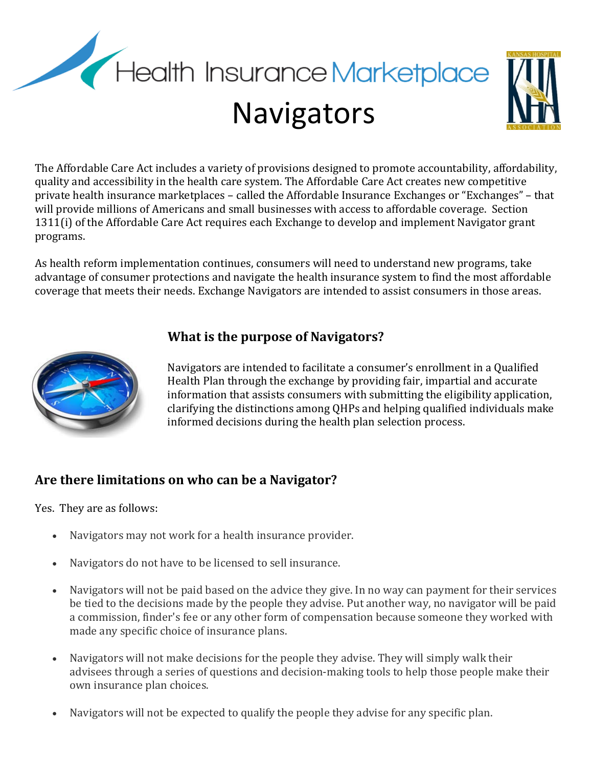# Health Insurance Marketplace

# Navigators

The Affordable Care Act includes a variety of provisions designed to promote accountability, affordability, quality and accessibility in the health care system. The Affordable Care Act creates new competitive private health insurance marketplaces – called the Affordable Insurance Exchanges or "Exchanges" – that will provide millions of Americans and small businesses with access to affordable coverage. Section 1311(i) of the Affordable Care Act requires each Exchange to develop and implement Navigator grant programs.

As health reform implementation continues, consumers will need to understand new programs, take advantage of consumer protections and navigate the health insurance system to find the most affordable coverage that meets their needs. Exchange Navigators are intended to assist consumers in those areas.

### What is the purpose of Navigators?

Navigators are intended to facilitate a consumer's enrollment in a Qualified Health Plan through the exchange by providing fair, impartial and accurate information that assists consumers with submitting the eligibility application, clarifying the distinctions among QHPs and helping qualified individuals make informed decisions during the health plan selection process.

### Are there limitations on who can be a Navigator?

Yes. They are as follows:

- Navigators may not work for a health insurance provider.
- Navigators do not have to be licensed to sell insurance.
- Navigators will not be paid based on the advice they give. In no way can payment for their services be tied to the decisions made by the people they advise. Put another way, no navigator will be paid a commission, finder's fee or any other form of compensation because someone they worked with made any specific choice of insurance plans.
- Navigators will not make decisions for the people they advise. They will simply walk their advisees through a series of questions and decision-making tools to help those people make their own insurance plan choices.
- Navigators will not be expected to qualify the people they advise for any specific plan.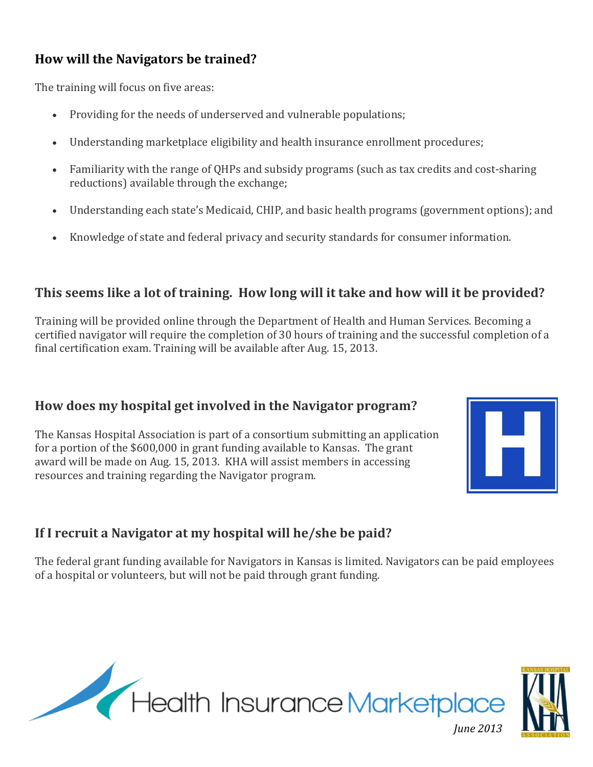## How will the Navigators be trained?

The training will focus on five areas:

- Providing for the needs of underserved and vulnerable populations;
- Understanding marketplace eligibility and health insurance enrollment procedures;
- Familiarity with the range of QHPs and subsidy programs (such as tax credits and cost-sharing reductions) available through the exchange;
- Understanding each state's Medicaid, CHIP, and basic health programs (government options); and
- Knowledge of state and federal privacy and security standards for consumer information.

## This seems like a lot of training. How long will it take and how will it be provided?

Training will be provided online through the Department of Health and Human Services. Becoming a certified navigator will require the completion of 30 hours of training and the successful completion of a final certification exam. Training will be available after Aug. 15, 2013.

## How does my hospital get involved in the Navigator program?

The Kansas Hospital Association is part of a consortium submitting an application for a portion of the $600,000 in grant funding available to Kansas. The grant award will be made on Aug. 15, 2013. KHA will assist members in accessing resources and training regarding the Navigator program.

## If I recruit a Navigator at my hospital will he/she be paid?

The federal grant funding available for Navigators in Kansas is limited. Navigators can be paid employees of a hospital or volunteers, but will not be paid through grant funding.

Health Insurance Marketplace

*June 2013*